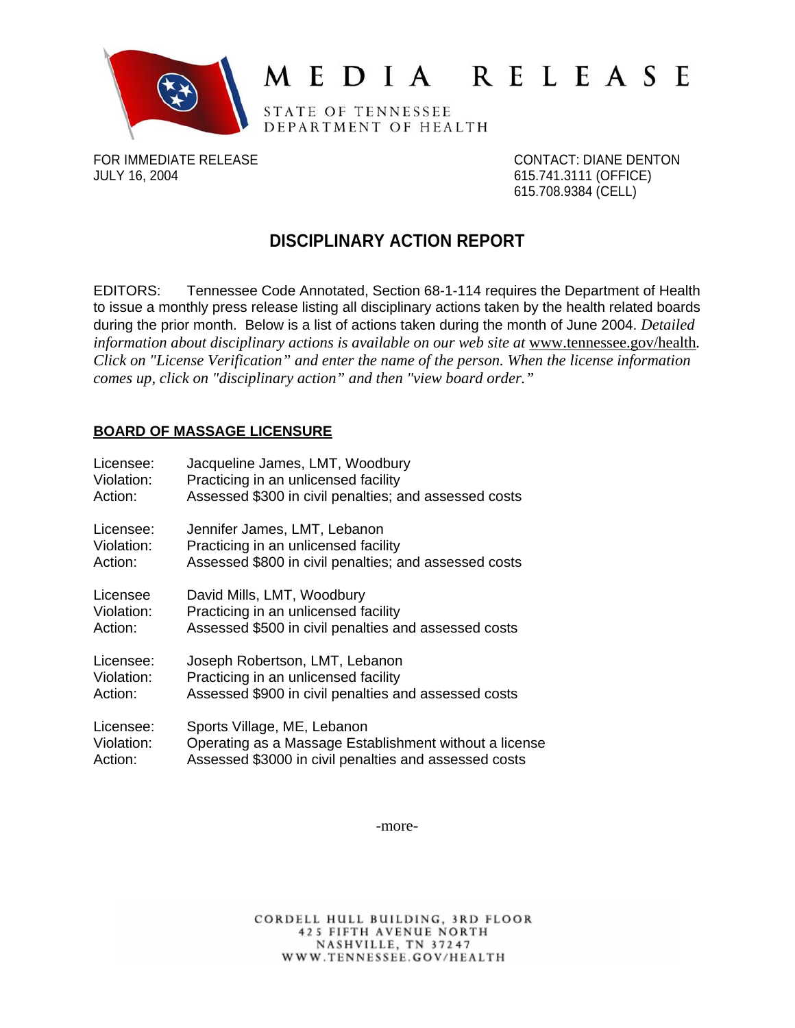# MEDIA RELEASE

STATE OF TENNESSEE
DEPARTMENT OF HEALTH

FOR IMMEDIATE RELEASE
JULY 16, 2004

CONTACT: DIANE DENTON
615.741.3111 (OFFICE)
615.708.9384 (CELL)

## DISCIPLINARY ACTION REPORT

EDITORS: Tennessee Code Annotated, Section 68-1-114 requires the Department of Health to issue a monthly press release listing all disciplinary actions taken by the health related boards during the prior month. Below is a list of actions taken during the month of June 2004. *Detailed information about disciplinary actions is available on our web site at* www.tennessee.gov/health*. Click on "License Verification" and enter the name of the person. When the license information comes up, click on "disciplinary action" and then "view board order."*

### BOARD OF MASSAGE LICENSURE

Licensee: Jacqueline James, LMT, Woodbury
Violation: Practicing in an unlicensed facility
Action: Assessed $300 in civil penalties; and assessed costs

Licensee: Jennifer James, LMT, Lebanon
Violation: Practicing in an unlicensed facility
Action: Assessed $800 in civil penalties; and assessed costs

Licensee David Mills, LMT, Woodbury
Violation: Practicing in an unlicensed facility
Action: Assessed $500 in civil penalties and assessed costs

Licensee: Joseph Robertson, LMT, Lebanon
Violation: Practicing in an unlicensed facility
Action: Assessed $900 in civil penalties and assessed costs

Licensee: Sports Village, ME, Lebanon
Violation: Operating as a Massage Establishment without a license
Action: Assessed $3000 in civil penalties and assessed costs

-more-

CORDELL HULL BUILDING, 3RD FLOOR
425 FIFTH AVENUE NORTH
NASHVILLE, TN 37247
WWW.TENNESSEE.GOV/HEALTH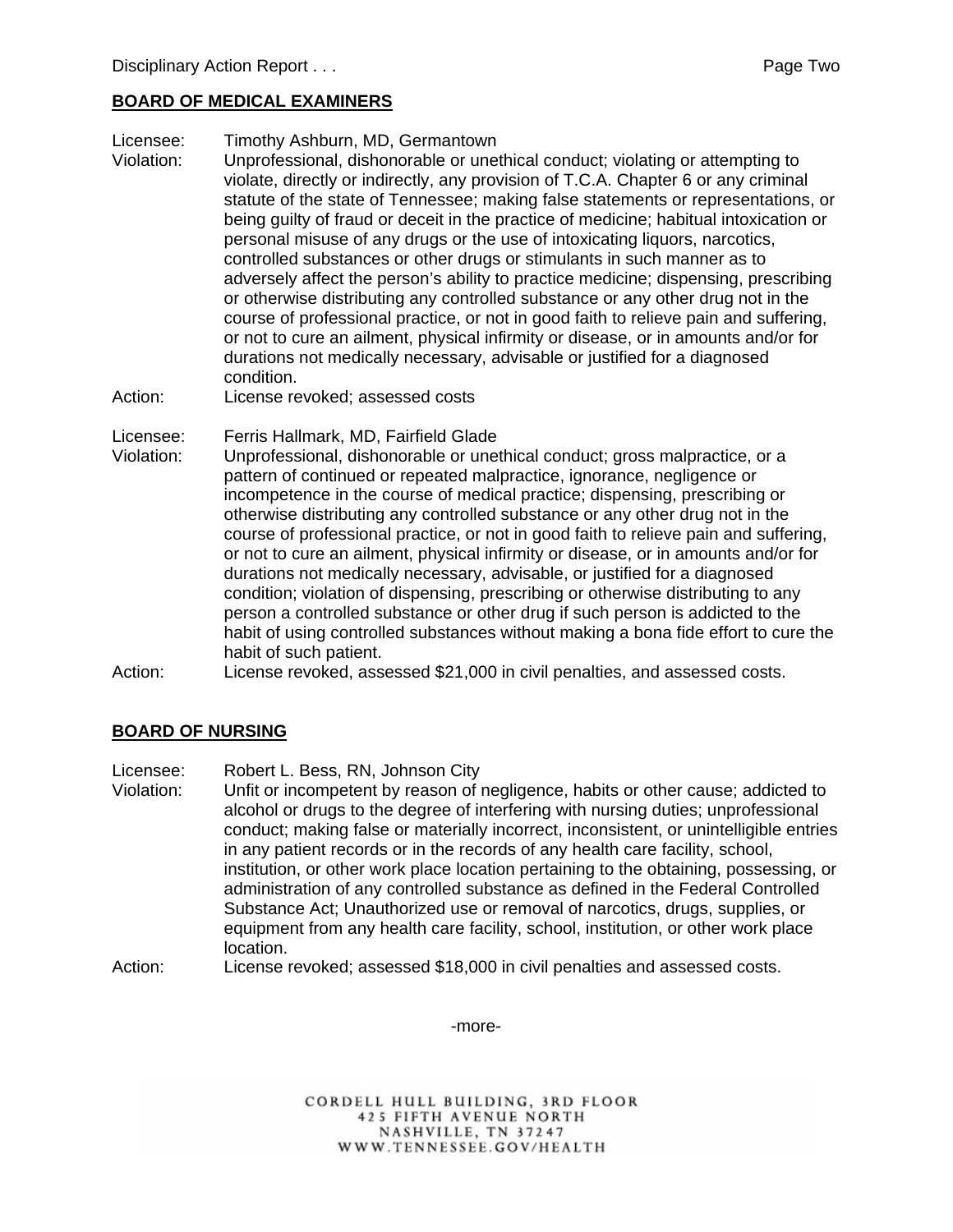## BOARD OF MEDICAL EXAMINERS

Licensee: Timothy Ashburn, MD, Germantown

Violation: Unprofessional, dishonorable or unethical conduct; violating or attempting to violate, directly or indirectly, any provision of T.C.A. Chapter 6 or any criminal statute of the state of Tennessee; making false statements or representations, or being guilty of fraud or deceit in the practice of medicine; habitual intoxication or personal misuse of any drugs or the use of intoxicating liquors, narcotics, controlled substances or other drugs or stimulants in such manner as to adversely affect the person's ability to practice medicine; dispensing, prescribing or otherwise distributing any controlled substance or any other drug not in the course of professional practice, or not in good faith to relieve pain and suffering, or not to cure an ailment, physical infirmity or disease, or in amounts and/or for durations not medically necessary, advisable or justified for a diagnosed condition.

Action: License revoked; assessed costs

Licensee: Ferris Hallmark, MD, Fairfield Glade

Violation: Unprofessional, dishonorable or unethical conduct; gross malpractice, or a pattern of continued or repeated malpractice, ignorance, negligence or incompetence in the course of medical practice; dispensing, prescribing or otherwise distributing any controlled substance or any other drug not in the course of professional practice, or not in good faith to relieve pain and suffering, or not to cure an ailment, physical infirmity or disease, or in amounts and/or for durations not medically necessary, advisable, or justified for a diagnosed condition; violation of dispensing, prescribing or otherwise distributing to any person a controlled substance or other drug if such person is addicted to the habit of using controlled substances without making a bona fide effort to cure the habit of such patient.

Action: License revoked, assessed $21,000 in civil penalties, and assessed costs.

## BOARD OF NURSING

Licensee: Robert L. Bess, RN, Johnson City

Violation: Unfit or incompetent by reason of negligence, habits or other cause; addicted to alcohol or drugs to the degree of interfering with nursing duties; unprofessional conduct; making false or materially incorrect, inconsistent, or unintelligible entries in any patient records or in the records of any health care facility, school, institution, or other work place location pertaining to the obtaining, possessing, or administration of any controlled substance as defined in the Federal Controlled Substance Act; Unauthorized use or removal of narcotics, drugs, supplies, or equipment from any health care facility, school, institution, or other work place location.

Action: License revoked; assessed $18,000 in civil penalties and assessed costs.

-more-

CORDELL HULL BUILDING, 3RD FLOOR
425 FIFTH AVENUE NORTH
NASHVILLE, TN 37247
WWW.TENNESSEE.GOV/HEALTH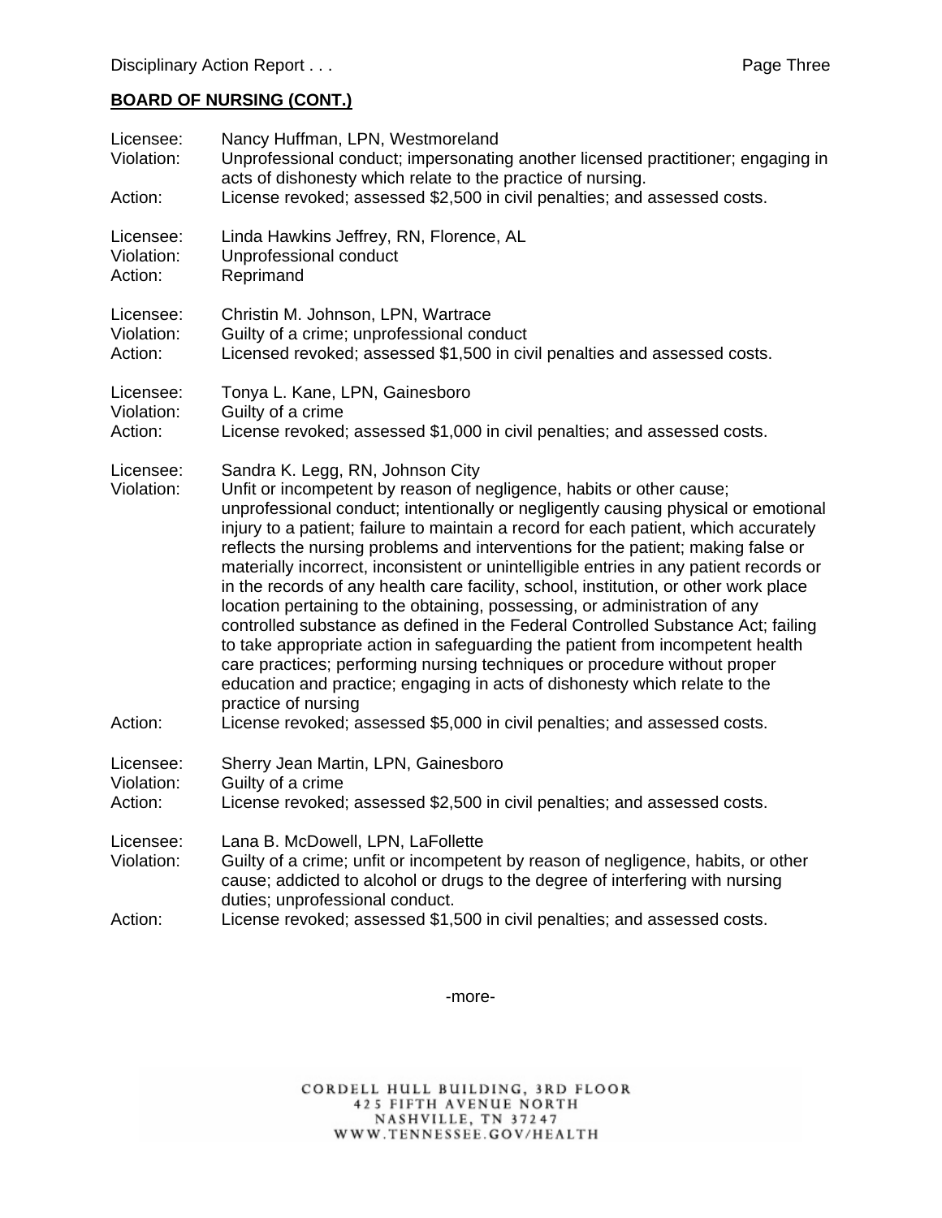## BOARD OF NURSING (CONT.)

Licensee: Nancy Huffman, LPN, Westmoreland
Violation: Unprofessional conduct; impersonating another licensed practitioner; engaging in acts of dishonesty which relate to the practice of nursing.
Action: License revoked; assessed $2,500 in civil penalties; and assessed costs.

Licensee: Linda Hawkins Jeffrey, RN, Florence, AL
Violation: Unprofessional conduct
Action: Reprimand

Licensee: Christin M. Johnson, LPN, Wartrace
Violation: Guilty of a crime; unprofessional conduct
Action: Licensed revoked; assessed $1,500 in civil penalties and assessed costs.

Licensee: Tonya L. Kane, LPN, Gainesboro
Violation: Guilty of a crime
Action: License revoked; assessed $1,000 in civil penalties; and assessed costs.

Licensee: Sandra K. Legg, RN, Johnson City
Violation: Unfit or incompetent by reason of negligence, habits or other cause; unprofessional conduct; intentionally or negligently causing physical or emotional injury to a patient; failure to maintain a record for each patient, which accurately reflects the nursing problems and interventions for the patient; making false or materially incorrect, inconsistent or unintelligible entries in any patient records or in the records of any health care facility, school, institution, or other work place location pertaining to the obtaining, possessing, or administration of any controlled substance as defined in the Federal Controlled Substance Act; failing to take appropriate action in safeguarding the patient from incompetent health care practices; performing nursing techniques or procedure without proper education and practice; engaging in acts of dishonesty which relate to the practice of nursing
Action: License revoked; assessed $5,000 in civil penalties; and assessed costs.

Licensee: Sherry Jean Martin, LPN, Gainesboro
Violation: Guilty of a crime
Action: License revoked; assessed $2,500 in civil penalties; and assessed costs.

Licensee: Lana B. McDowell, LPN, LaFollette
Violation: Guilty of a crime; unfit or incompetent by reason of negligence, habits, or other cause; addicted to alcohol or drugs to the degree of interfering with nursing duties; unprofessional conduct.
Action: License revoked; assessed $1,500 in civil penalties; and assessed costs.

-more-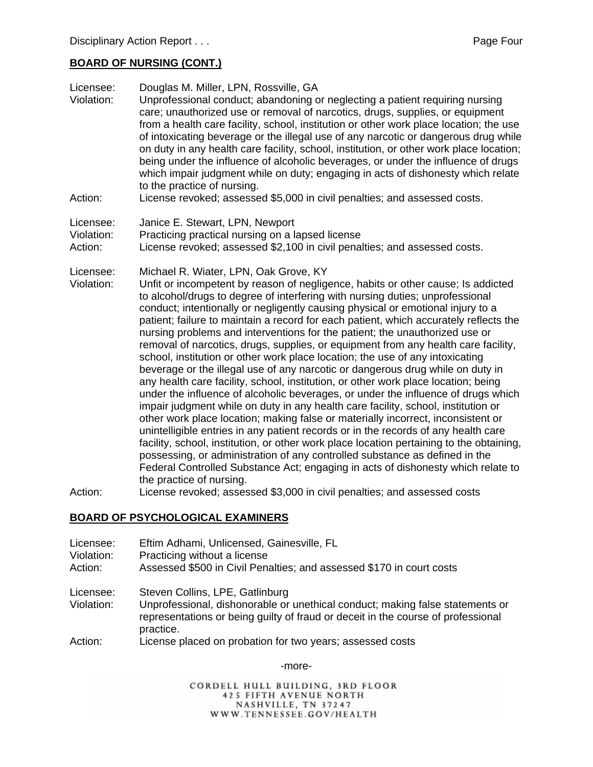## BOARD OF NURSING (CONT.)

Licensee: Douglas M. Miller, LPN, Rossville, GA
Violation: Unprofessional conduct; abandoning or neglecting a patient requiring nursing care; unauthorized use or removal of narcotics, drugs, supplies, or equipment from a health care facility, school, institution or other work place location; the use of intoxicating beverage or the illegal use of any narcotic or dangerous drug while on duty in any health care facility, school, institution, or other work place location; being under the influence of alcoholic beverages, or under the influence of drugs which impair judgment while on duty; engaging in acts of dishonesty which relate to the practice of nursing.
Action: License revoked; assessed $5,000 in civil penalties; and assessed costs.

Licensee: Janice E. Stewart, LPN, Newport
Violation: Practicing practical nursing on a lapsed license
Action: License revoked; assessed $2,100 in civil penalties; and assessed costs.

Licensee: Michael R. Wiater, LPN, Oak Grove, KY
Violation: Unfit or incompetent by reason of negligence, habits or other cause; Is addicted to alcohol/drugs to degree of interfering with nursing duties; unprofessional conduct; intentionally or negligently causing physical or emotional injury to a patient; failure to maintain a record for each patient, which accurately reflects the nursing problems and interventions for the patient; the unauthorized use or removal of narcotics, drugs, supplies, or equipment from any health care facility, school, institution or other work place location; the use of any intoxicating beverage or the illegal use of any narcotic or dangerous drug while on duty in any health care facility, school, institution, or other work place location; being under the influence of alcoholic beverages, or under the influence of drugs which impair judgment while on duty in any health care facility, school, institution or other work place location; making false or materially incorrect, inconsistent or unintelligible entries in any patient records or in the records of any health care facility, school, institution, or other work place location pertaining to the obtaining, possessing, or administration of any controlled substance as defined in the Federal Controlled Substance Act; engaging in acts of dishonesty which relate to the practice of nursing.
Action: License revoked; assessed $3,000 in civil penalties; and assessed costs

## BOARD OF PSYCHOLOGICAL EXAMINERS

Licensee: Eftim Adhami, Unlicensed, Gainesville, FL
Violation: Practicing without a license
Action: Assessed $500 in Civil Penalties; and assessed $170 in court costs

Licensee: Steven Collins, LPE, Gatlinburg
Violation: Unprofessional, dishonorable or unethical conduct; making false statements or representations or being guilty of fraud or deceit in the course of professional practice.
Action: License placed on probation for two years; assessed costs

-more-

CORDELL HULL BUILDING, 3RD FLOOR
425 FIFTH AVENUE NORTH
NASHVILLE, TN 37247
WWW.TENNESSEE.GOV/HEALTH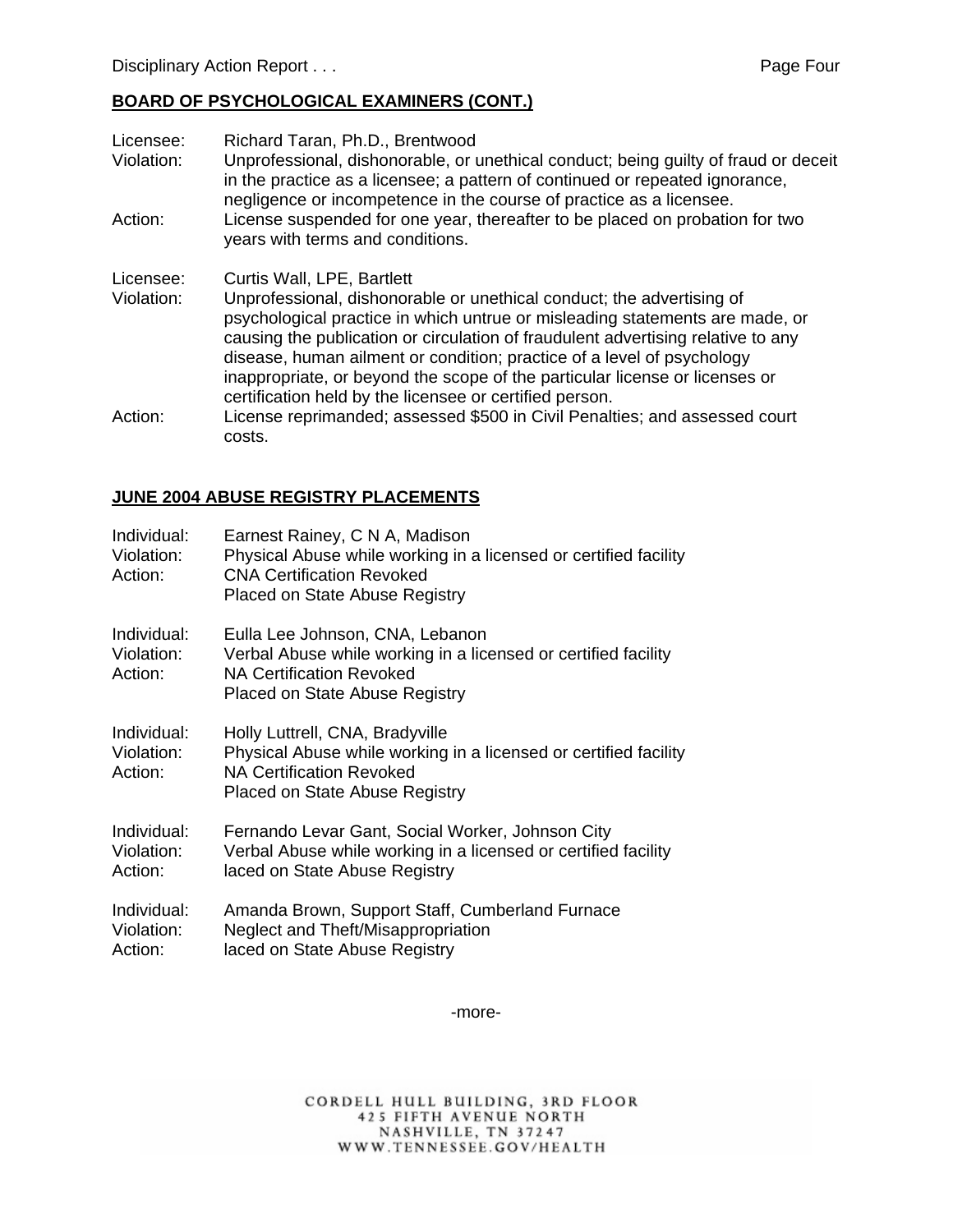## BOARD OF PSYCHOLOGICAL EXAMINERS (CONT.)

Licensee: Richard Taran, Ph.D., Brentwood
Violation: Unprofessional, dishonorable, or unethical conduct; being guilty of fraud or deceit in the practice as a licensee; a pattern of continued or repeated ignorance, negligence or incompetence in the course of practice as a licensee.
Action: License suspended for one year, thereafter to be placed on probation for two years with terms and conditions.

Licensee: Curtis Wall, LPE, Bartlett
Violation: Unprofessional, dishonorable or unethical conduct; the advertising of psychological practice in which untrue or misleading statements are made, or causing the publication or circulation of fraudulent advertising relative to any disease, human ailment or condition; practice of a level of psychology inappropriate, or beyond the scope of the particular license or licenses or certification held by the licensee or certified person.
Action: License reprimanded; assessed $500 in Civil Penalties; and assessed court costs.

## JUNE 2004 ABUSE REGISTRY PLACEMENTS

Individual: Earnest Rainey, C N A, Madison
Violation: Physical Abuse while working in a licensed or certified facility
Action: CNA Certification Revoked
Placed on State Abuse Registry

Individual: Eulla Lee Johnson, CNA, Lebanon
Violation: Verbal Abuse while working in a licensed or certified facility
Action: NA Certification Revoked
Placed on State Abuse Registry

Individual: Holly Luttrell, CNA, Bradyville
Violation: Physical Abuse while working in a licensed or certified facility
Action: NA Certification Revoked
Placed on State Abuse Registry

Individual: Fernando Levar Gant, Social Worker, Johnson City
Violation: Verbal Abuse while working in a licensed or certified facility
Action: laced on State Abuse Registry

Individual: Amanda Brown, Support Staff, Cumberland Furnace
Violation: Neglect and Theft/Misappropriation
Action: laced on State Abuse Registry

-more-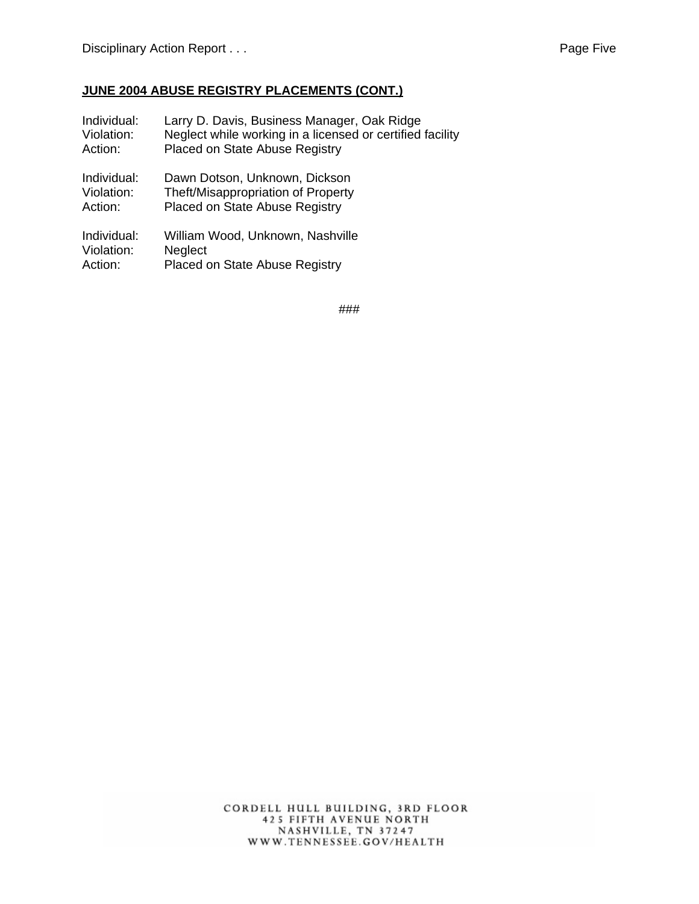**JUNE 2004 ABUSE REGISTRY PLACEMENTS (CONT.)**

Individual: Larry D. Davis, Business Manager, Oak Ridge
Violation: Neglect while working in a licensed or certified facility
Action: Placed on State Abuse Registry

Individual: Dawn Dotson, Unknown, Dickson
Violation: Theft/Misappropriation of Property
Action: Placed on State Abuse Registry

Individual: William Wood, Unknown, Nashville
Violation: Neglect
Action: Placed on State Abuse Registry

###

CORDELL HULL BUILDING, 3RD FLOOR
425 FIFTH AVENUE NORTH
NASHVILLE, TN 37247
WWW.TENNESSEE.GOV/HEALTH